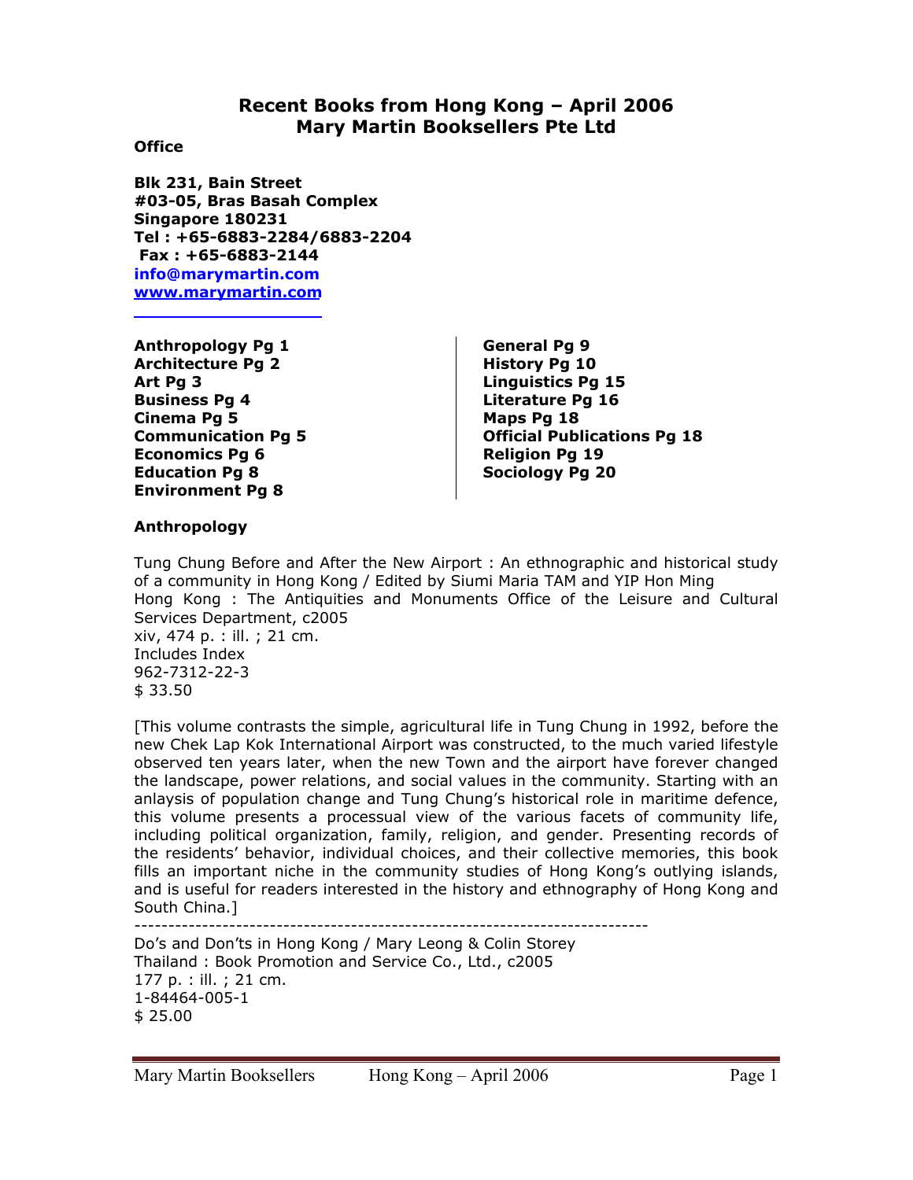# Recent Books from Hong Kong – April 2006
# Mary Martin Booksellers Pte Ltd

**Office**

**Blk 231, Bain Street**
**#03-05, Bras Basah Complex**
**Singapore 180231**
**Tel : +65-6883-2284/6883-2204**
**Fax : +65-6883-2144**
**info@marymartin.com**
**www.marymartin.com**

**Anthropology Pg 1**
**Architecture Pg 2**
**Art Pg 3**
**Business Pg 4**
**Cinema Pg 5**
**Communication Pg 5**
**Economics Pg 6**
**Education Pg 8**
**Environment Pg 8**
**General Pg 9**
**History Pg 10**
**Linguistics Pg 15**
**Literature Pg 16**
**Maps Pg 18**
**Official Publications Pg 18**
**Religion Pg 19**
**Sociology Pg 20**

## Anthropology

Tung Chung Before and After the New Airport : An ethnographic and historical study of a community in Hong Kong / Edited by Siumi Maria TAM and YIP Hon Ming
Hong Kong : The Antiquities and Monuments Office of the Leisure and Cultural Services Department, c2005
xiv, 474 p. : ill. ; 21 cm.
Includes Index
962-7312-22-3
$ 33.50

[This volume contrasts the simple, agricultural life in Tung Chung in 1992, before the new Chek Lap Kok International Airport was constructed, to the much varied lifestyle observed ten years later, when the new Town and the airport have forever changed the landscape, power relations, and social values in the community. Starting with an anlaysis of population change and Tung Chung's historical role in maritime defence, this volume presents a processual view of the various facets of community life, including political organization, family, religion, and gender. Presenting records of the residents' behavior, individual choices, and their collective memories, this book fills an important niche in the community studies of Hong Kong's outlying islands, and is useful for readers interested in the history and ethnography of Hong Kong and South China.]

---

Do's and Don'ts in Hong Kong / Mary Leong & Colin Storey
Thailand : Book Promotion and Service Co., Ltd., c2005
177 p. : ill. ; 21 cm.
1-84464-005-1
$ 25.00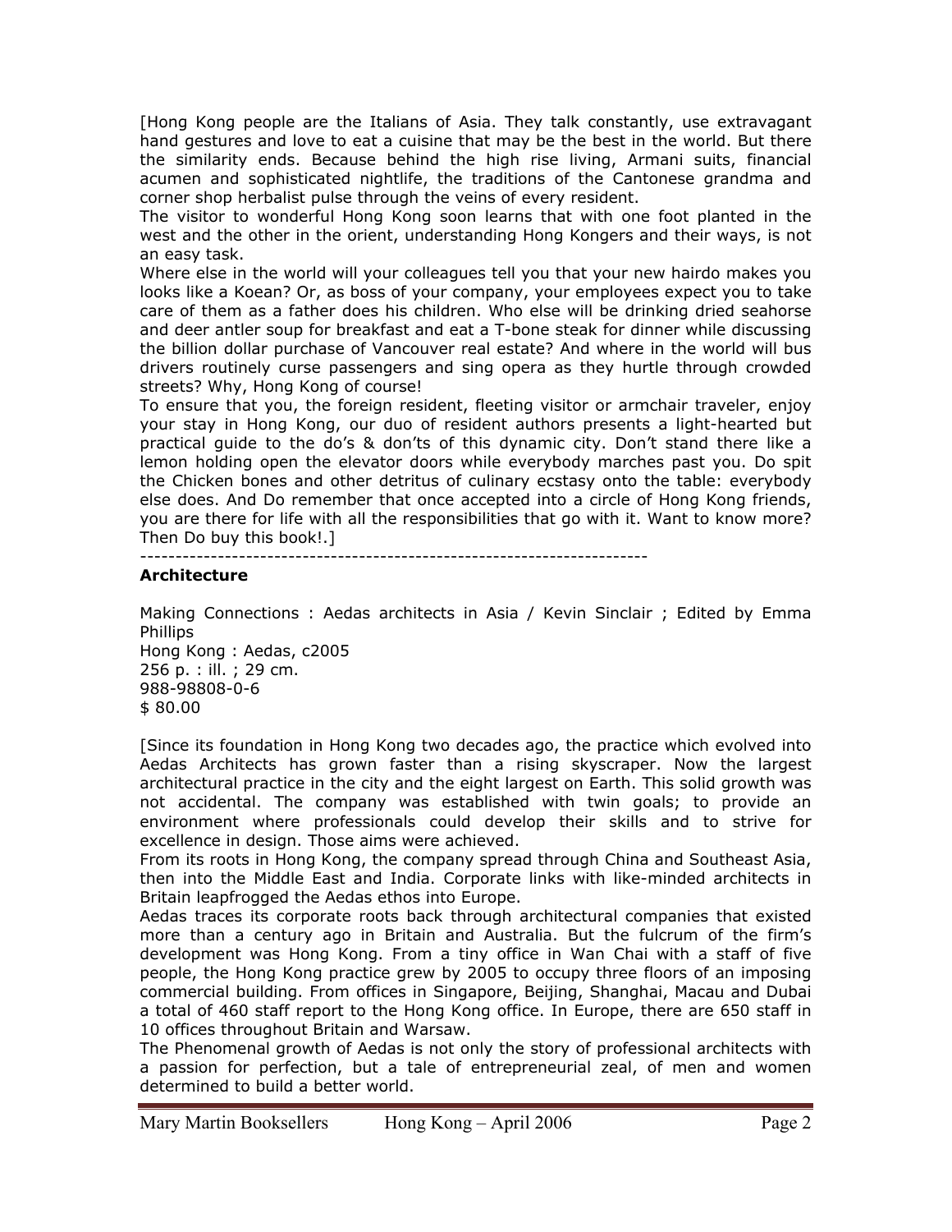[Hong Kong people are the Italians of Asia. They talk constantly, use extravagant hand gestures and love to eat a cuisine that may be the best in the world. But there the similarity ends. Because behind the high rise living, Armani suits, financial acumen and sophisticated nightlife, the traditions of the Cantonese grandma and corner shop herbalist pulse through the veins of every resident.
The visitor to wonderful Hong Kong soon learns that with one foot planted in the west and the other in the orient, understanding Hong Kongers and their ways, is not an easy task.
Where else in the world will your colleagues tell you that your new hairdo makes you looks like a Koean? Or, as boss of your company, your employees expect you to take care of them as a father does his children. Who else will be drinking dried seahorse and deer antler soup for breakfast and eat a T-bone steak for dinner while discussing the billion dollar purchase of Vancouver real estate? And where in the world will bus drivers routinely curse passengers and sing opera as they hurtle through crowded streets? Why, Hong Kong of course!
To ensure that you, the foreign resident, fleeting visitor or armchair traveler, enjoy your stay in Hong Kong, our duo of resident authors presents a light-hearted but practical guide to the do's & don'ts of this dynamic city. Don't stand there like a lemon holding open the elevator doors while everybody marches past you. Do spit the Chicken bones and other detritus of culinary ecstasy onto the table: everybody else does. And Do remember that once accepted into a circle of Hong Kong friends, you are there for life with all the responsibilities that go with it. Want to know more? Then Do buy this book!.]

------------------------------------------------------------------------

**Architecture**

Making Connections : Aedas architects in Asia / Kevin Sinclair ; Edited by Emma Phillips
Hong Kong : Aedas, c2005
256 p. : ill. ; 29 cm.
988-98808-0-6
$ 80.00

[Since its foundation in Hong Kong two decades ago, the practice which evolved into Aedas Architects has grown faster than a rising skyscraper. Now the largest architectural practice in the city and the eight largest on Earth. This solid growth was not accidental. The company was established with twin goals; to provide an environment where professionals could develop their skills and to strive for excellence in design. Those aims were achieved.
From its roots in Hong Kong, the company spread through China and Southeast Asia, then into the Middle East and India. Corporate links with like-minded architects in Britain leapfrogged the Aedas ethos into Europe.
Aedas traces its corporate roots back through architectural companies that existed more than a century ago in Britain and Australia. But the fulcrum of the firm's development was Hong Kong. From a tiny office in Wan Chai with a staff of five people, the Hong Kong practice grew by 2005 to occupy three floors of an imposing commercial building. From offices in Singapore, Beijing, Shanghai, Macau and Dubai a total of 460 staff report to the Hong Kong office. In Europe, there are 650 staff in 10 offices throughout Britain and Warsaw.
The Phenomenal growth of Aedas is not only the story of professional architects with a passion for perfection, but a tale of entrepreneurial zeal, of men and women determined to build a better world.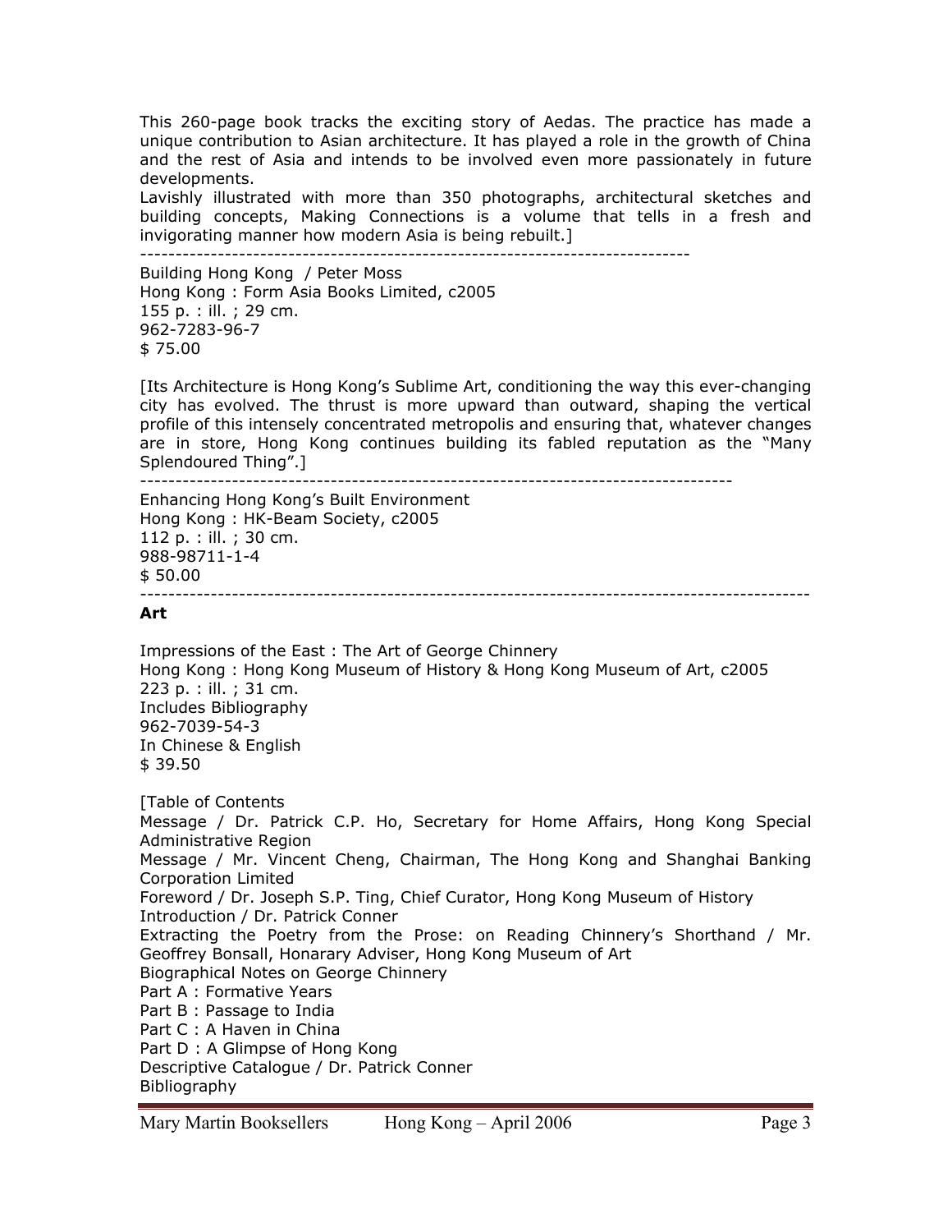This 260-page book tracks the exciting story of Aedas. The practice has made a unique contribution to Asian architecture. It has played a role in the growth of China and the rest of Asia and intends to be involved even more passionately in future developments.
Lavishly illustrated with more than 350 photographs, architectural sketches and building concepts, Making Connections is a volume that tells in a fresh and invigorating manner how modern Asia is being rebuilt.]

---

Building Hong Kong / Peter Moss
Hong Kong : Form Asia Books Limited, c2005
155 p. : ill. ; 29 cm.
962-7283-96-7
$ 75.00

[Its Architecture is Hong Kong's Sublime Art, conditioning the way this ever-changing city has evolved. The thrust is more upward than outward, shaping the vertical profile of this intensely concentrated metropolis and ensuring that, whatever changes are in store, Hong Kong continues building its fabled reputation as the "Many Splendoured Thing".]

---

Enhancing Hong Kong's Built Environment
Hong Kong : HK-Beam Society, c2005
112 p. : ill. ; 30 cm.
988-98711-1-4
$ 50.00

---

**Art**

Impressions of the East : The Art of George Chinnery
Hong Kong : Hong Kong Museum of History & Hong Kong Museum of Art, c2005
223 p. : ill. ; 31 cm.
Includes Bibliography
962-7039-54-3
In Chinese & English
$ 39.50

[Table of Contents
Message / Dr. Patrick C.P. Ho, Secretary for Home Affairs, Hong Kong Special Administrative Region
Message / Mr. Vincent Cheng, Chairman, The Hong Kong and Shanghai Banking Corporation Limited
Foreword / Dr. Joseph S.P. Ting, Chief Curator, Hong Kong Museum of History
Introduction / Dr. Patrick Conner
Extracting the Poetry from the Prose: on Reading Chinnery's Shorthand / Mr. Geoffrey Bonsall, Honarary Adviser, Hong Kong Museum of Art
Biographical Notes on George Chinnery
Part A : Formative Years
Part B : Passage to India
Part C : A Haven in China
Part D : A Glimpse of Hong Kong
Descriptive Catalogue / Dr. Patrick Conner
Bibliography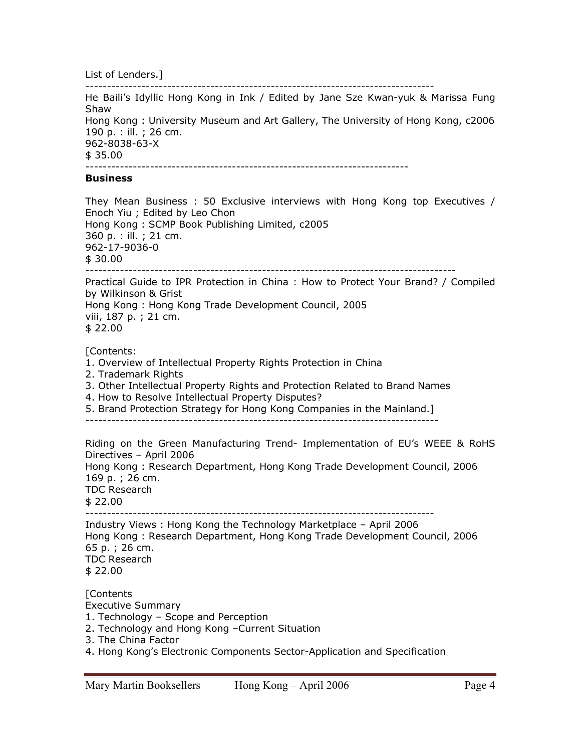List of Lenders.]

---

He Baili's Idyllic Hong Kong in Ink / Edited by Jane Sze Kwan-yuk & Marissa Fung Shaw
Hong Kong : University Museum and Art Gallery, The University of Hong Kong, c2006
190 p. : ill. ; 26 cm.
962-8038-63-X
$ 35.00

---

**Business**

They Mean Business : 50 Exclusive interviews with Hong Kong top Executives / Enoch Yiu ; Edited by Leo Chon
Hong Kong : SCMP Book Publishing Limited, c2005
360 p. : ill. ; 21 cm.
962-17-9036-0
$ 30.00

---

Practical Guide to IPR Protection in China : How to Protect Your Brand? / Compiled by Wilkinson & Grist
Hong Kong : Hong Kong Trade Development Council, 2005
viii, 187 p. ; 21 cm.
$ 22.00

[Contents:
1. Overview of Intellectual Property Rights Protection in China
2. Trademark Rights
3. Other Intellectual Property Rights and Protection Related to Brand Names
4. How to Resolve Intellectual Property Disputes?
5. Brand Protection Strategy for Hong Kong Companies in the Mainland.]

---

Riding on the Green Manufacturing Trend- Implementation of EU's WEEE & RoHS Directives – April 2006
Hong Kong : Research Department, Hong Kong Trade Development Council, 2006
169 p. ; 26 cm.
TDC Research
$ 22.00

---

Industry Views : Hong Kong the Technology Marketplace – April 2006
Hong Kong : Research Department, Hong Kong Trade Development Council, 2006
65 p. ; 26 cm.
TDC Research
$ 22.00

[Contents
Executive Summary
1. Technology – Scope and Perception
2. Technology and Hong Kong –Current Situation
3. The China Factor
4. Hong Kong's Electronic Components Sector-Application and Specification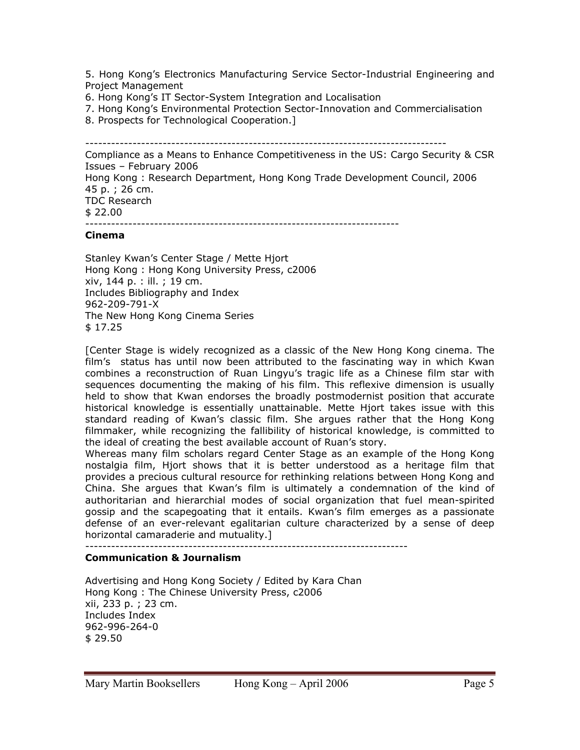5. Hong Kong's Electronics Manufacturing Service Sector-Industrial Engineering and Project Management
6. Hong Kong's IT Sector-System Integration and Localisation
7. Hong Kong's Environmental Protection Sector-Innovation and Commercialisation
8. Prospects for Technological Cooperation.]

---

Compliance as a Means to Enhance Competitiveness in the US: Cargo Security & CSR Issues – February 2006
Hong Kong : Research Department, Hong Kong Trade Development Council, 2006
45 p. ; 26 cm.
TDC Research
$ 22.00

---

**Cinema**

Stanley Kwan's Center Stage / Mette Hjort
Hong Kong : Hong Kong University Press, c2006
xiv, 144 p. : ill. ; 19 cm.
Includes Bibliography and Index
962-209-791-X
The New Hong Kong Cinema Series
$ 17.25

[Center Stage is widely recognized as a classic of the New Hong Kong cinema. The film's status has until now been attributed to the fascinating way in which Kwan combines a reconstruction of Ruan Lingyu's tragic life as a Chinese film star with sequences documenting the making of his film. This reflexive dimension is usually held to show that Kwan endorses the broadly postmodernist position that accurate historical knowledge is essentially unattainable. Mette Hjort takes issue with this standard reading of Kwan's classic film. She argues rather that the Hong Kong filmmaker, while recognizing the fallibility of historical knowledge, is committed to the ideal of creating the best available account of Ruan's story.
Whereas many film scholars regard Center Stage as an example of the Hong Kong nostalgia film, Hjort shows that it is better understood as a heritage film that provides a precious cultural resource for rethinking relations between Hong Kong and China. She argues that Kwan's film is ultimately a condemnation of the kind of authoritarian and hierarchial modes of social organization that fuel mean-spirited gossip and the scapegoating that it entails. Kwan's film emerges as a passionate defense of an ever-relevant egalitarian culture characterized by a sense of deep horizontal camaraderie and mutuality.]

---

**Communication & Journalism**

Advertising and Hong Kong Society / Edited by Kara Chan
Hong Kong : The Chinese University Press, c2006
xii, 233 p. ; 23 cm.
Includes Index
962-996-264-0
$ 29.50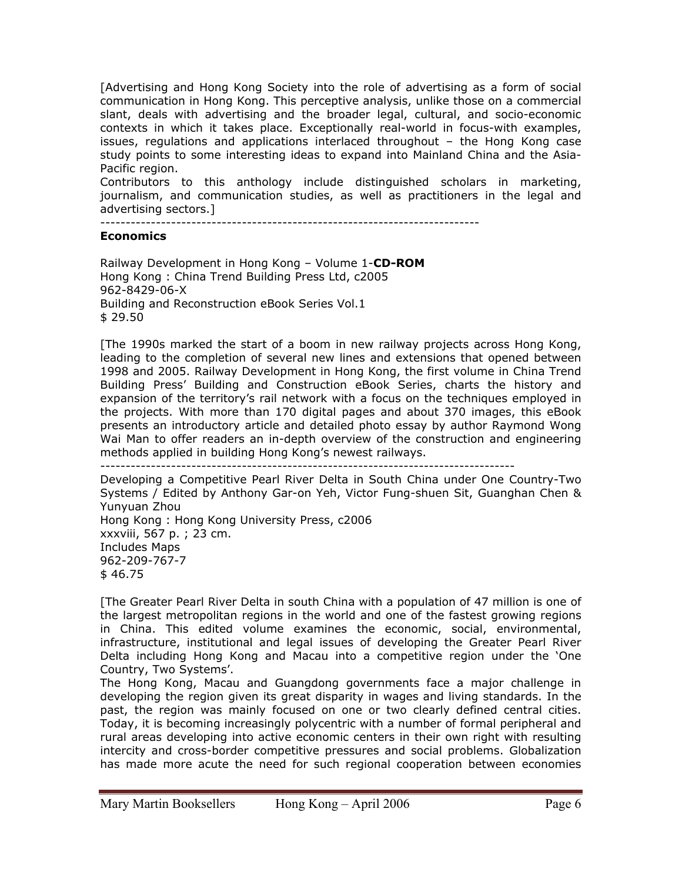[Advertising and Hong Kong Society into the role of advertising as a form of social communication in Hong Kong. This perceptive analysis, unlike those on a commercial slant, deals with advertising and the broader legal, cultural, and socio-economic contexts in which it takes place. Exceptionally real-world in focus-with examples, issues, regulations and applications interlaced throughout – the Hong Kong case study points to some interesting ideas to expand into Mainland China and the Asia-Pacific region.
Contributors to this anthology include distinguished scholars in marketing, journalism, and communication studies, as well as practitioners in the legal and advertising sectors.]

--------------------------------------------------------------------------

**Economics**

Railway Development in Hong Kong – Volume 1-**CD-ROM**
Hong Kong : China Trend Building Press Ltd, c2005
962-8429-06-X
Building and Reconstruction eBook Series Vol.1
$ 29.50

[The 1990s marked the start of a boom in new railway projects across Hong Kong, leading to the completion of several new lines and extensions that opened between 1998 and 2005. Railway Development in Hong Kong, the first volume in China Trend Building Press' Building and Construction eBook Series, charts the history and expansion of the territory's rail network with a focus on the techniques employed in the projects. With more than 170 digital pages and about 370 images, this eBook presents an introductory article and detailed photo essay by author Raymond Wong Wai Man to offer readers an in-depth overview of the construction and engineering methods applied in building Hong Kong's newest railways.

--------------------------------------------------------------------------------

Developing a Competitive Pearl River Delta in South China under One Country-Two Systems / Edited by Anthony Gar-on Yeh, Victor Fung-shuen Sit, Guanghan Chen & Yunyuan Zhou
Hong Kong : Hong Kong University Press, c2006
xxxviii, 567 p. ; 23 cm.
Includes Maps
962-209-767-7
$ 46.75

[The Greater Pearl River Delta in south China with a population of 47 million is one of the largest metropolitan regions in the world and one of the fastest growing regions in China. This edited volume examines the economic, social, environmental, infrastructure, institutional and legal issues of developing the Greater Pearl River Delta including Hong Kong and Macau into a competitive region under the 'One Country, Two Systems'.
The Hong Kong, Macau and Guangdong governments face a major challenge in developing the region given its great disparity in wages and living standards. In the past, the region was mainly focused on one or two clearly defined central cities. Today, it is becoming increasingly polycentric with a number of formal peripheral and rural areas developing into active economic centers in their own right with resulting intercity and cross-border competitive pressures and social problems. Globalization has made more acute the need for such regional cooperation between economies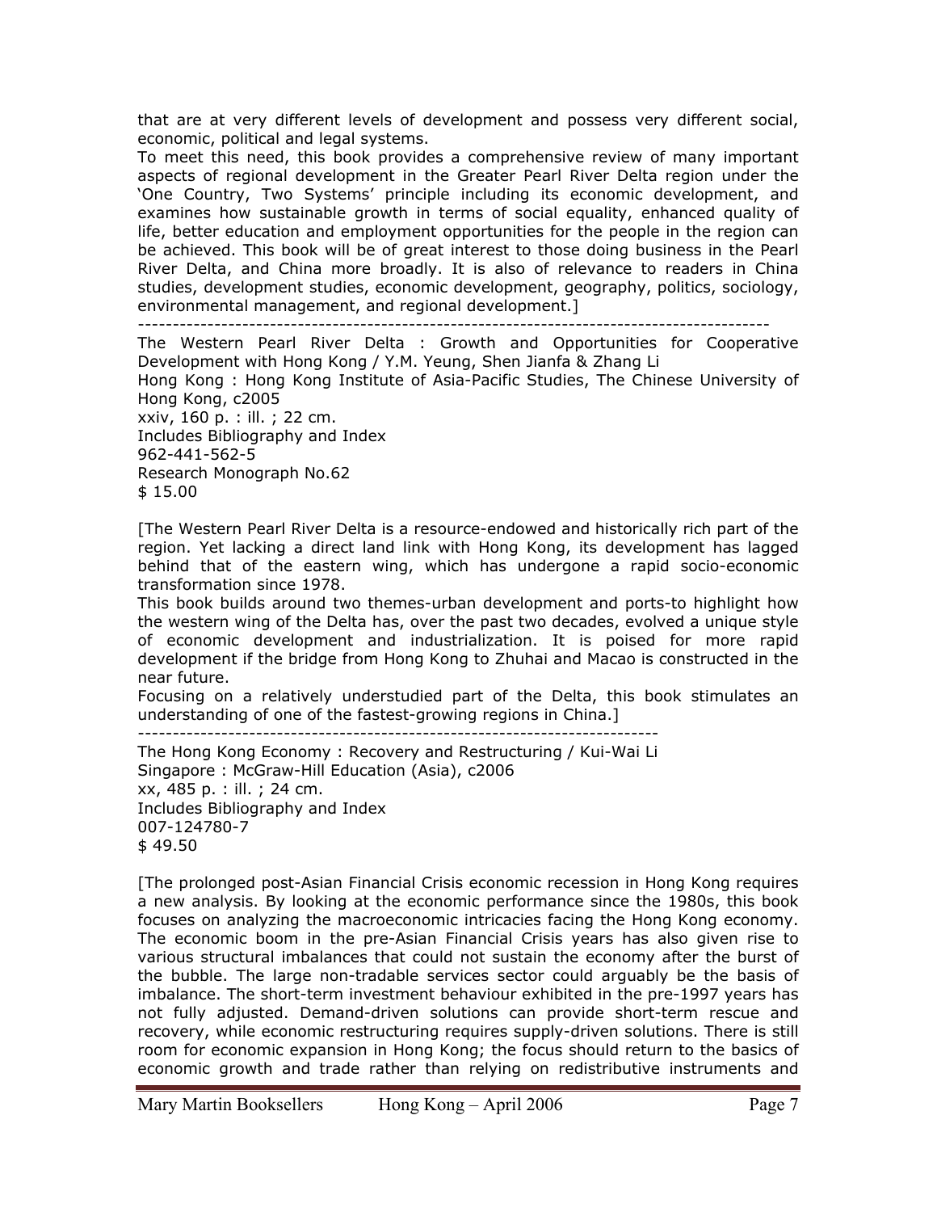that are at very different levels of development and possess very different social, economic, political and legal systems.
To meet this need, this book provides a comprehensive review of many important aspects of regional development in the Greater Pearl River Delta region under the 'One Country, Two Systems' principle including its economic development, and examines how sustainable growth in terms of social equality, enhanced quality of life, better education and employment opportunities for the people in the region can be achieved. This book will be of great interest to those doing business in the Pearl River Delta, and China more broadly. It is also of relevance to readers in China studies, development studies, economic development, geography, politics, sociology, environmental management, and regional development.]

---

The Western Pearl River Delta : Growth and Opportunities for Cooperative Development with Hong Kong / Y.M. Yeung, Shen Jianfa & Zhang Li
Hong Kong : Hong Kong Institute of Asia-Pacific Studies, The Chinese University of Hong Kong, c2005
xxiv, 160 p. : ill. ; 22 cm.
Includes Bibliography and Index
962-441-562-5
Research Monograph No.62
$ 15.00

[The Western Pearl River Delta is a resource-endowed and historically rich part of the region. Yet lacking a direct land link with Hong Kong, its development has lagged behind that of the eastern wing, which has undergone a rapid socio-economic transformation since 1978.
This book builds around two themes-urban development and ports-to highlight how the western wing of the Delta has, over the past two decades, evolved a unique style of economic development and industrialization. It is poised for more rapid development if the bridge from Hong Kong to Zhuhai and Macao is constructed in the near future.
Focusing on a relatively understudied part of the Delta, this book stimulates an understanding of one of the fastest-growing regions in China.]

---

The Hong Kong Economy : Recovery and Restructuring / Kui-Wai Li
Singapore : McGraw-Hill Education (Asia), c2006
xx, 485 p. : ill. ; 24 cm.
Includes Bibliography and Index
007-124780-7
$ 49.50

[The prolonged post-Asian Financial Crisis economic recession in Hong Kong requires a new analysis. By looking at the economic performance since the 1980s, this book focuses on analyzing the macroeconomic intricacies facing the Hong Kong economy. The economic boom in the pre-Asian Financial Crisis years has also given rise to various structural imbalances that could not sustain the economy after the burst of the bubble. The large non-tradable services sector could arguably be the basis of imbalance. The short-term investment behaviour exhibited in the pre-1997 years has not fully adjusted. Demand-driven solutions can provide short-term rescue and recovery, while economic restructuring requires supply-driven solutions. There is still room for economic expansion in Hong Kong; the focus should return to the basics of economic growth and trade rather than relying on redistributive instruments and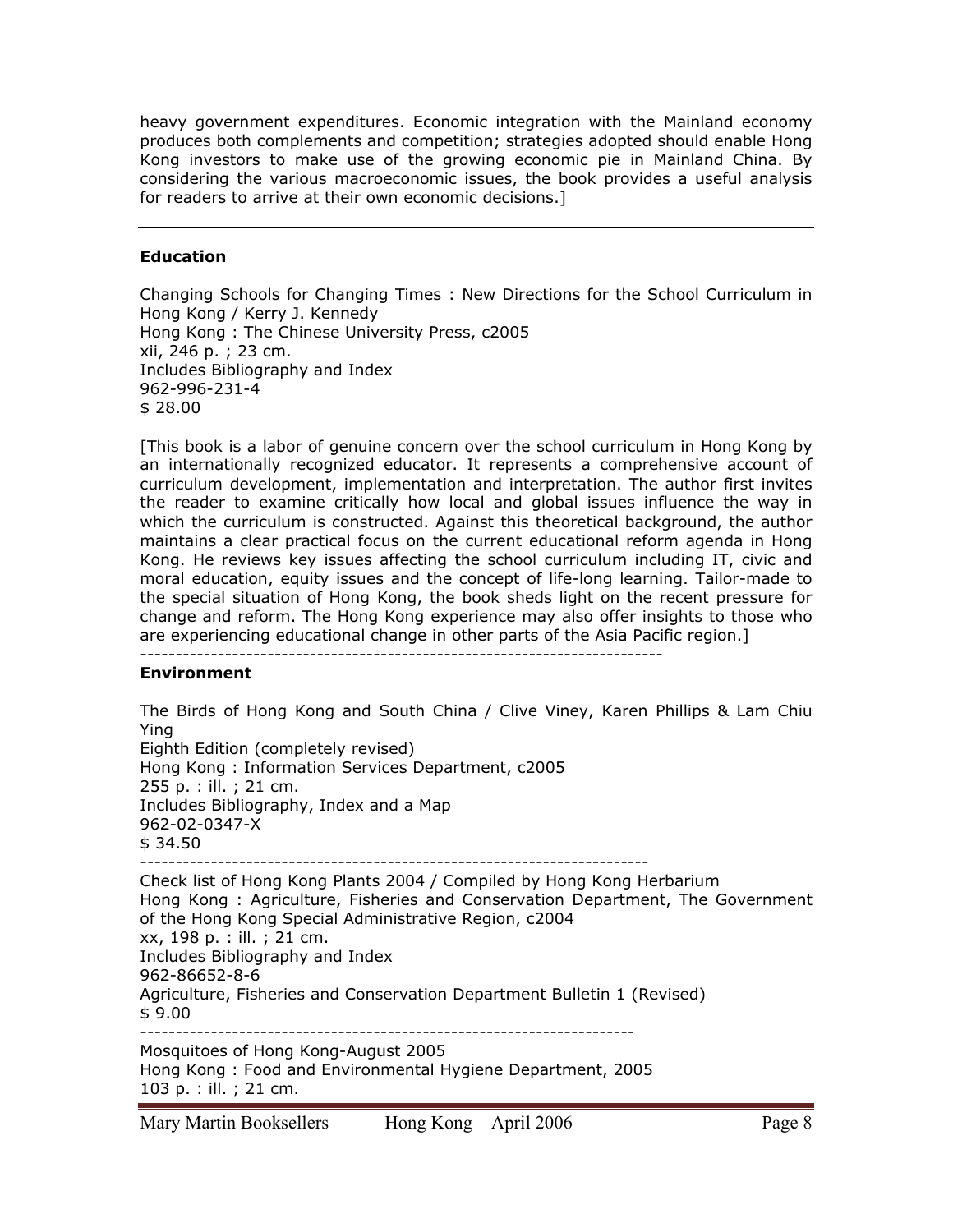heavy government expenditures. Economic integration with the Mainland economy produces both complements and competition; strategies adopted should enable Hong Kong investors to make use of the growing economic pie in Mainland China. By considering the various macroeconomic issues, the book provides a useful analysis for readers to arrive at their own economic decisions.]

---

**Education**

Changing Schools for Changing Times : New Directions for the School Curriculum in Hong Kong / Kerry J. Kennedy
Hong Kong : The Chinese University Press, c2005
xii, 246 p. ; 23 cm.
Includes Bibliography and Index
962-996-231-4
$ 28.00

[This book is a labor of genuine concern over the school curriculum in Hong Kong by an internationally recognized educator. It represents a comprehensive account of curriculum development, implementation and interpretation. The author first invites the reader to examine critically how local and global issues influence the way in which the curriculum is constructed. Against this theoretical background, the author maintains a clear practical focus on the current educational reform agenda in Hong Kong. He reviews key issues affecting the school curriculum including IT, civic and moral education, equity issues and the concept of life-long learning. Tailor-made to the special situation of Hong Kong, the book sheds light on the recent pressure for change and reform. The Hong Kong experience may also offer insights to those who are experiencing educational change in other parts of the Asia Pacific region.]

--------------------------------------------------------------------------

**Environment**

The Birds of Hong Kong and South China / Clive Viney, Karen Phillips & Lam Chiu Ying
Eighth Edition (completely revised)
Hong Kong : Information Services Department, c2005
255 p. : ill. ; 21 cm.
Includes Bibliography, Index and a Map
962-02-0347-X
$ 34.50

----------------------------------------------------------------------

Check list of Hong Kong Plants 2004 / Compiled by Hong Kong Herbarium
Hong Kong : Agriculture, Fisheries and Conservation Department, The Government of the Hong Kong Special Administrative Region, c2004
xx, 198 p. : ill. ; 21 cm.
Includes Bibliography and Index
962-86652-8-6
Agriculture, Fisheries and Conservation Department Bulletin 1 (Revised)
$ 9.00

---------------------------------------------------------------------

Mosquitoes of Hong Kong-August 2005
Hong Kong : Food and Environmental Hygiene Department, 2005
103 p. : ill. ; 21 cm.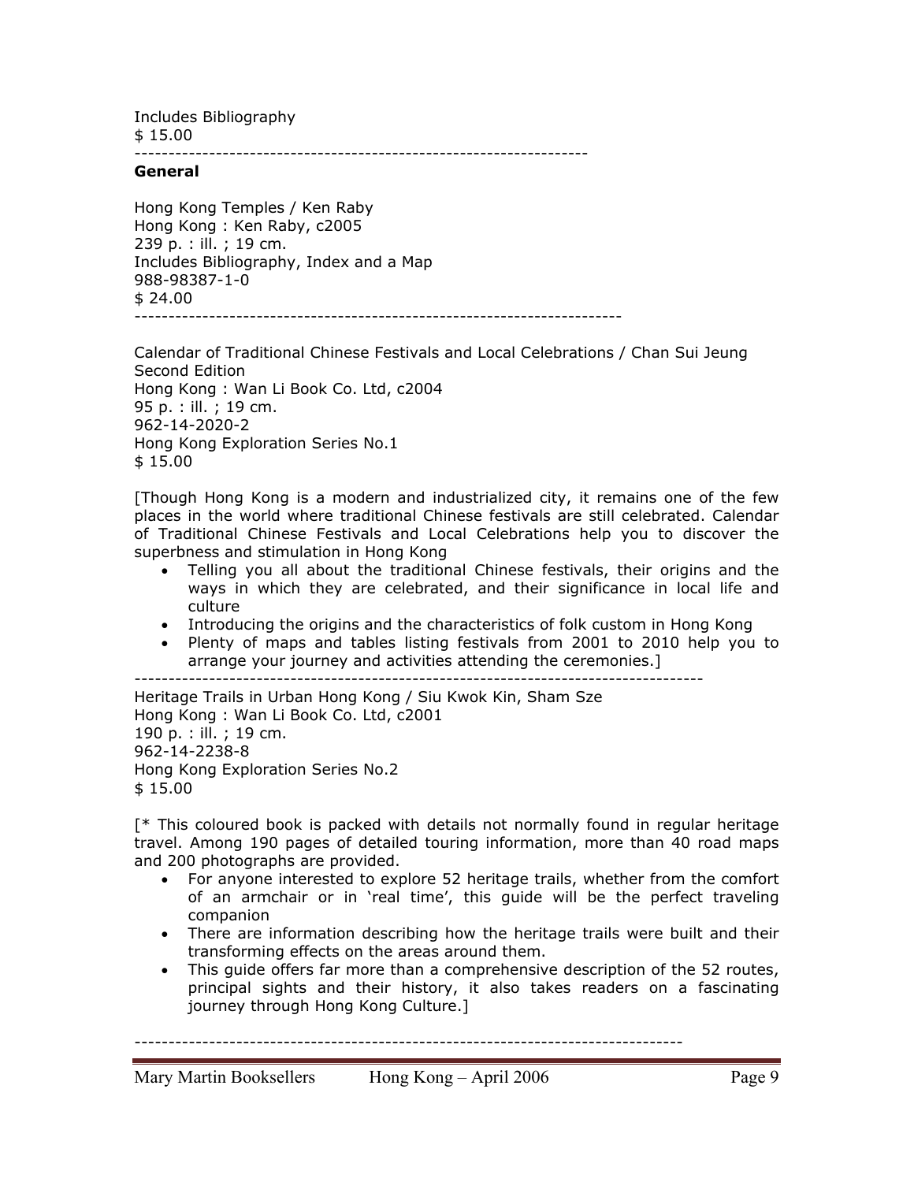Includes Bibliography
$ 15.00

-----------------------------------------------------------------

**General**

Hong Kong Temples / Ken Raby
Hong Kong : Ken Raby, c2005
239 p. : ill. ; 19 cm.
Includes Bibliography, Index and a Map
988-98387-1-0
$ 24.00

----------------------------------------------------------------------

Calendar of Traditional Chinese Festivals and Local Celebrations / Chan Sui Jeung
Second Edition
Hong Kong : Wan Li Book Co. Ltd, c2004
95 p. : ill. ; 19 cm.
962-14-2020-2
Hong Kong Exploration Series No.1
$ 15.00

[Though Hong Kong is a modern and industrialized city, it remains one of the few places in the world where traditional Chinese festivals are still celebrated. Calendar of Traditional Chinese Festivals and Local Celebrations help you to discover the superbness and stimulation in Hong Kong

- Telling you all about the traditional Chinese festivals, their origins and the ways in which they are celebrated, and their significance in local life and culture
- Introducing the origins and the characteristics of folk custom in Hong Kong
- Plenty of maps and tables listing festivals from 2001 to 2010 help you to arrange your journey and activities attending the ceremonies.]

---------------------------------------------------------------------------------

Heritage Trails in Urban Hong Kong / Siu Kwok Kin, Sham Sze
Hong Kong : Wan Li Book Co. Ltd, c2001
190 p. : ill. ; 19 cm.
962-14-2238-8
Hong Kong Exploration Series No.2
$ 15.00

[* This coloured book is packed with details not normally found in regular heritage travel. Among 190 pages of detailed touring information, more than 40 road maps and 200 photographs are provided.

- For anyone interested to explore 52 heritage trails, whether from the comfort of an armchair or in 'real time', this guide will be the perfect traveling companion
- There are information describing how the heritage trails were built and their transforming effects on the areas around them.
- This guide offers far more than a comprehensive description of the 52 routes, principal sights and their history, it also takes readers on a fascinating journey through Hong Kong Culture.]

-------------------------------------------------------------------------------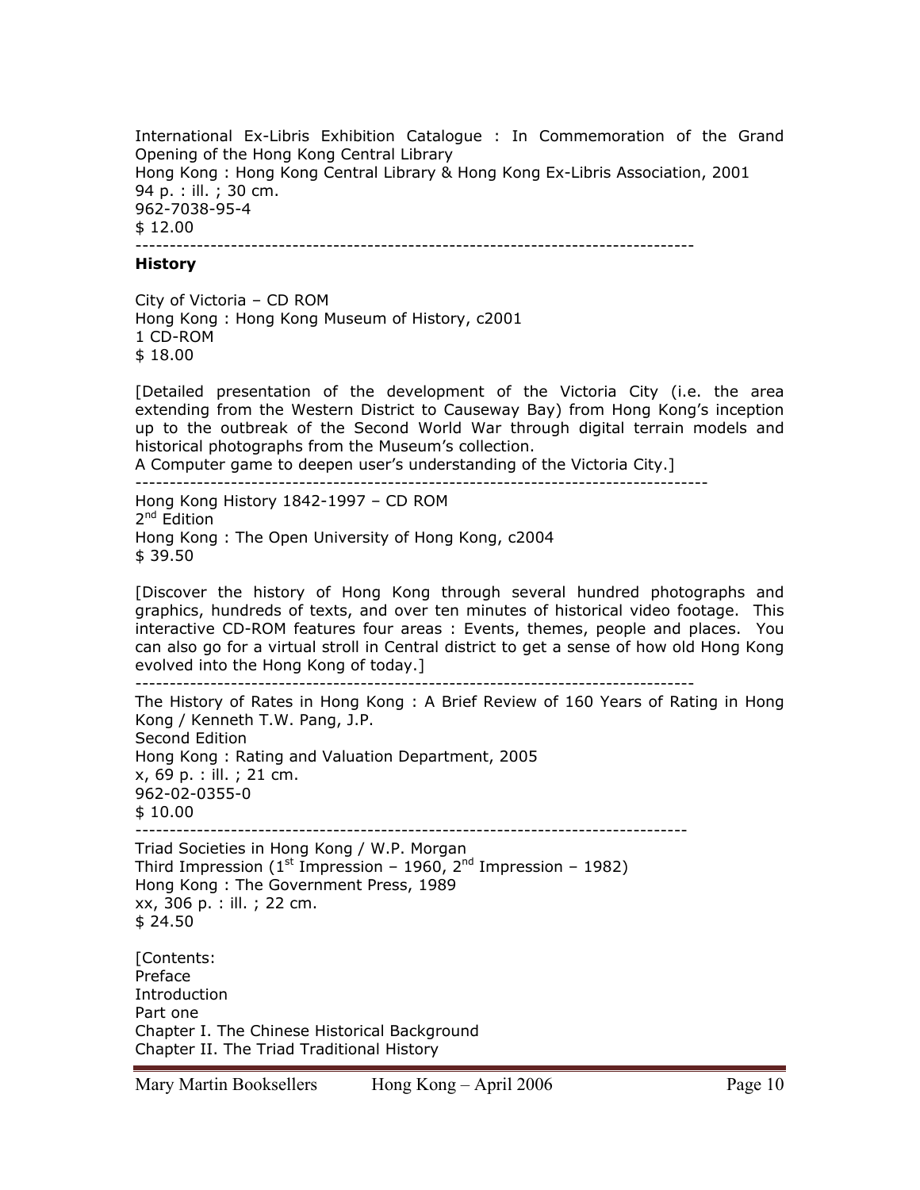International Ex-Libris Exhibition Catalogue : In Commemoration of the Grand Opening of the Hong Kong Central Library
Hong Kong : Hong Kong Central Library & Hong Kong Ex-Libris Association, 2001
94 p. : ill. ; 30 cm.
962-7038-95-4
$ 12.00

--------------------------------------------------------------------------------

**History**

City of Victoria – CD ROM
Hong Kong : Hong Kong Museum of History, c2001
1 CD-ROM
$ 18.00

[Detailed presentation of the development of the Victoria City (i.e. the area extending from the Western District to Causeway Bay) from Hong Kong's inception up to the outbreak of the Second World War through digital terrain models and historical photographs from the Museum's collection.
A Computer game to deepen user's understanding of the Victoria City.]

--------------------------------------------------------------------------------

Hong Kong History 1842-1997 – CD ROM
2nd Edition
Hong Kong : The Open University of Hong Kong, c2004
$ 39.50

[Discover the history of Hong Kong through several hundred photographs and graphics, hundreds of texts, and over ten minutes of historical video footage. This interactive CD-ROM features four areas : Events, themes, people and places. You can also go for a virtual stroll in Central district to get a sense of how old Hong Kong evolved into the Hong Kong of today.]

--------------------------------------------------------------------------------

The History of Rates in Hong Kong : A Brief Review of 160 Years of Rating in Hong Kong / Kenneth T.W. Pang, J.P.
Second Edition
Hong Kong : Rating and Valuation Department, 2005
x, 69 p. : ill. ; 21 cm.
962-02-0355-0
$ 10.00

--------------------------------------------------------------------------------

Triad Societies in Hong Kong / W.P. Morgan
Third Impression (1st Impression – 1960, 2nd Impression – 1982)
Hong Kong : The Government Press, 1989
xx, 306 p. : ill. ; 22 cm.
$ 24.50

[Contents:
Preface
Introduction
Part one
Chapter I. The Chinese Historical Background
Chapter II. The Triad Traditional History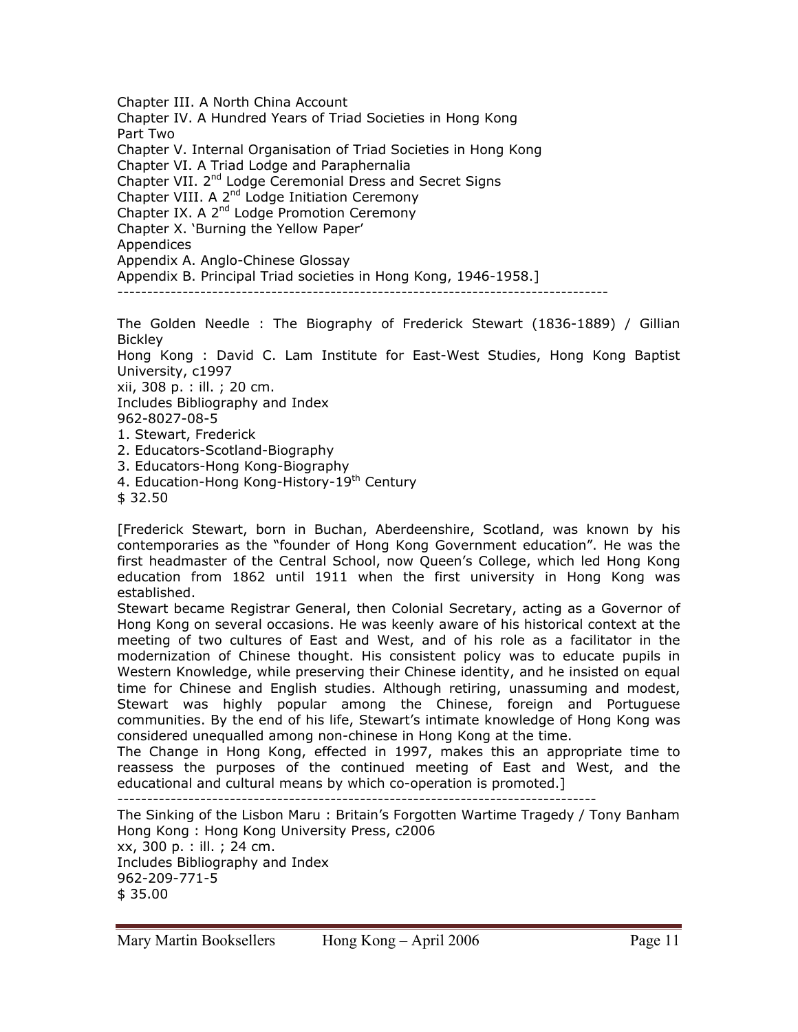Chapter III. A North China Account
Chapter IV. A Hundred Years of Triad Societies in Hong Kong
Part Two
Chapter V. Internal Organisation of Triad Societies in Hong Kong
Chapter VI. A Triad Lodge and Paraphernalia
Chapter VII. 2nd Lodge Ceremonial Dress and Secret Signs
Chapter VIII. A 2nd Lodge Initiation Ceremony
Chapter IX. A 2nd Lodge Promotion Ceremony
Chapter X. 'Burning the Yellow Paper'
Appendices
Appendix A. Anglo-Chinese Glossay
Appendix B. Principal Triad societies in Hong Kong, 1946-1958.]

---

The Golden Needle : The Biography of Frederick Stewart (1836-1889) / Gillian Bickley
Hong Kong : David C. Lam Institute for East-West Studies, Hong Kong Baptist University, c1997
xii, 308 p. : ill. ; 20 cm.
Includes Bibliography and Index
962-8027-08-5

1. Stewart, Frederick
2. Educators-Scotland-Biography
3. Educators-Hong Kong-Biography
4. Education-Hong Kong-History-19th Century

$ 32.50

[Frederick Stewart, born in Buchan, Aberdeenshire, Scotland, was known by his contemporaries as the "founder of Hong Kong Government education". He was the first headmaster of the Central School, now Queen's College, which led Hong Kong education from 1862 until 1911 when the first university in Hong Kong was established.
Stewart became Registrar General, then Colonial Secretary, acting as a Governor of Hong Kong on several occasions. He was keenly aware of his historical context at the meeting of two cultures of East and West, and of his role as a facilitator in the modernization of Chinese thought. His consistent policy was to educate pupils in Western Knowledge, while preserving their Chinese identity, and he insisted on equal time for Chinese and English studies. Although retiring, unassuming and modest, Stewart was highly popular among the Chinese, foreign and Portuguese communities. By the end of his life, Stewart's intimate knowledge of Hong Kong was considered unequalled among non-chinese in Hong Kong at the time.
The Change in Hong Kong, effected in 1997, makes this an appropriate time to reassess the purposes of the continued meeting of East and West, and the educational and cultural means by which co-operation is promoted.]

---

The Sinking of the Lisbon Maru : Britain's Forgotten Wartime Tragedy / Tony Banham
Hong Kong : Hong Kong University Press, c2006
xx, 300 p. : ill. ; 24 cm.
Includes Bibliography and Index
962-209-771-5
$ 35.00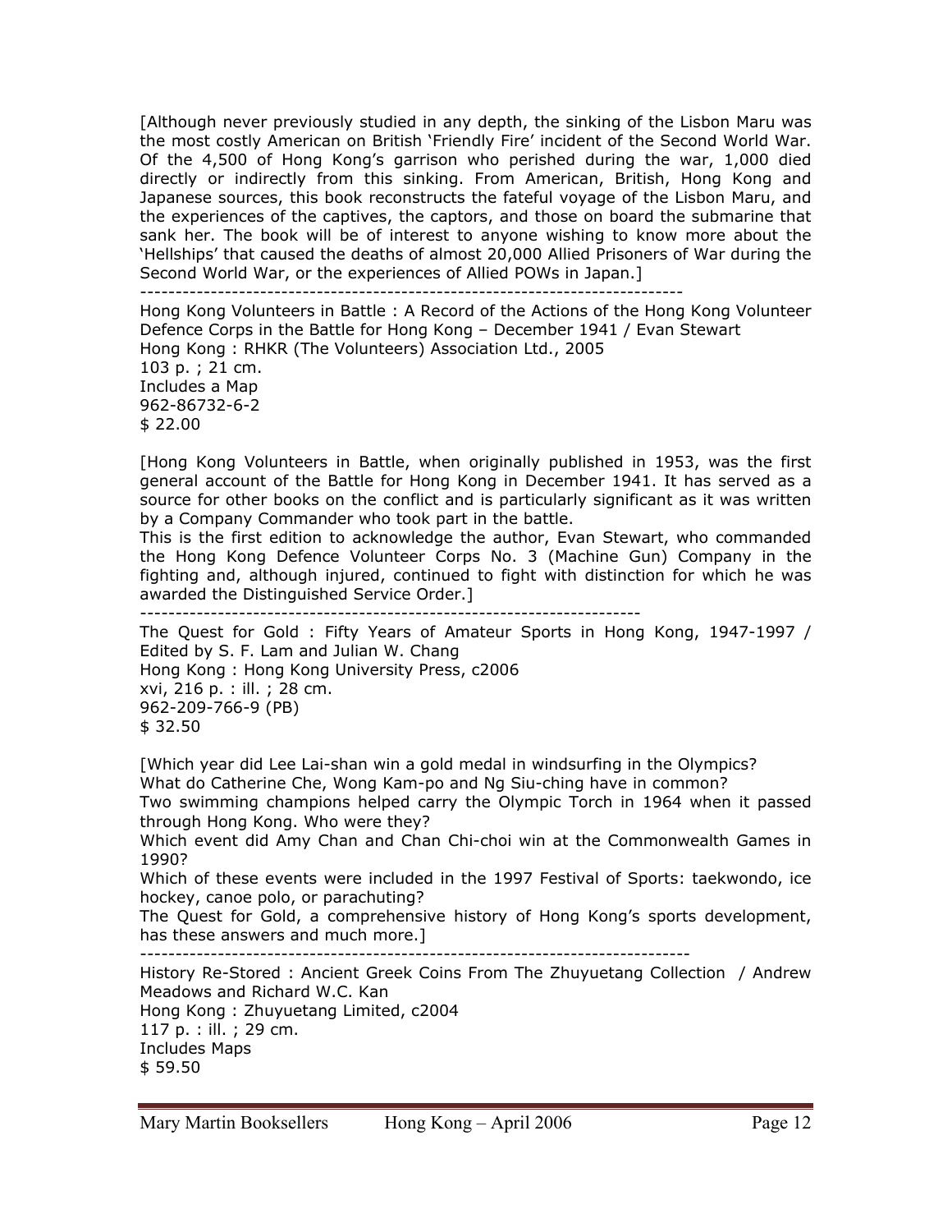[Although never previously studied in any depth, the sinking of the Lisbon Maru was the most costly American on British 'Friendly Fire' incident of the Second World War. Of the 4,500 of Hong Kong's garrison who perished during the war, 1,000 died directly or indirectly from this sinking. From American, British, Hong Kong and Japanese sources, this book reconstructs the fateful voyage of the Lisbon Maru, and the experiences of the captives, the captors, and those on board the submarine that sank her. The book will be of interest to anyone wishing to know more about the 'Hellships' that caused the deaths of almost 20,000 Allied Prisoners of War during the Second World War, or the experiences of Allied POWs in Japan.]

---

Hong Kong Volunteers in Battle : A Record of the Actions of the Hong Kong Volunteer Defence Corps in the Battle for Hong Kong – December 1941 / Evan Stewart
Hong Kong : RHKR (The Volunteers) Association Ltd., 2005
103 p. ; 21 cm.
Includes a Map
962-86732-6-2
$ 22.00

[Hong Kong Volunteers in Battle, when originally published in 1953, was the first general account of the Battle for Hong Kong in December 1941. It has served as a source for other books on the conflict and is particularly significant as it was written by a Company Commander who took part in the battle.
This is the first edition to acknowledge the author, Evan Stewart, who commanded the Hong Kong Defence Volunteer Corps No. 3 (Machine Gun) Company in the fighting and, although injured, continued to fight with distinction for which he was awarded the Distinguished Service Order.]

---

The Quest for Gold : Fifty Years of Amateur Sports in Hong Kong, 1947-1997 / Edited by S. F. Lam and Julian W. Chang
Hong Kong : Hong Kong University Press, c2006
xvi, 216 p. : ill. ; 28 cm.
962-209-766-9 (PB)
$ 32.50

[Which year did Lee Lai-shan win a gold medal in windsurfing in the Olympics?
What do Catherine Che, Wong Kam-po and Ng Siu-ching have in common?
Two swimming champions helped carry the Olympic Torch in 1964 when it passed through Hong Kong. Who were they?
Which event did Amy Chan and Chan Chi-choi win at the Commonwealth Games in 1990?
Which of these events were included in the 1997 Festival of Sports: taekwondo, ice hockey, canoe polo, or parachuting?
The Quest for Gold, a comprehensive history of Hong Kong's sports development, has these answers and much more.]

---

History Re-Stored : Ancient Greek Coins From The Zhuyuetang Collection / Andrew Meadows and Richard W.C. Kan
Hong Kong : Zhuyuetang Limited, c2004
117 p. : ill. ; 29 cm.
Includes Maps
$ 59.50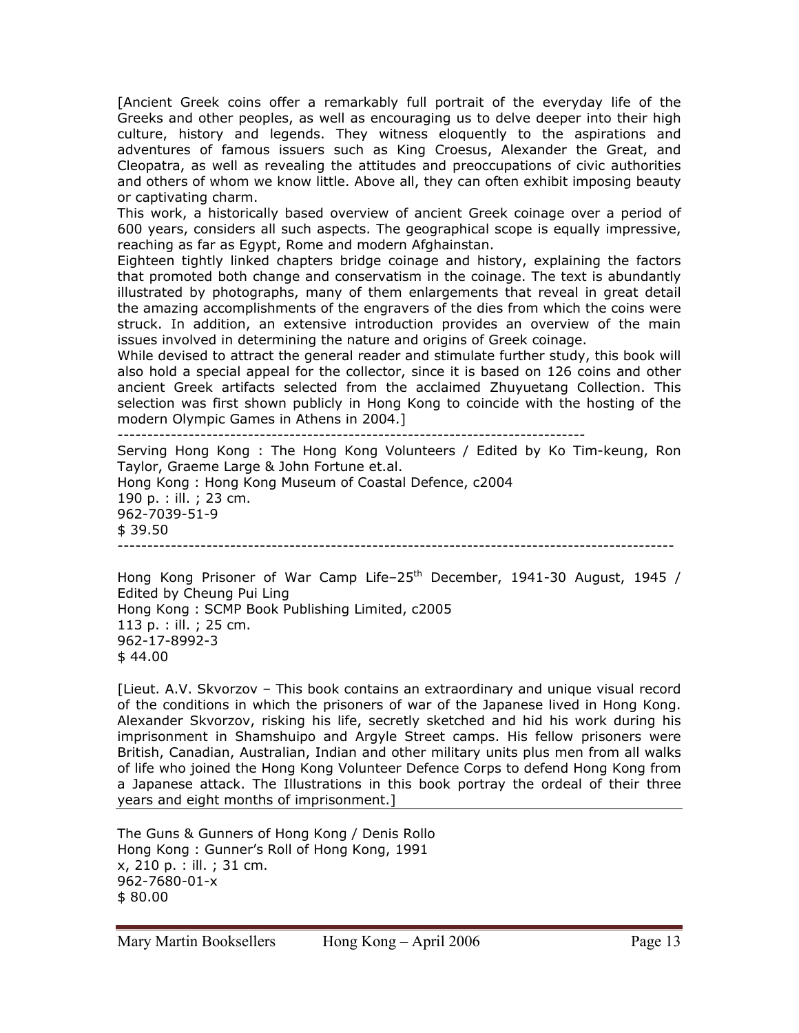[Ancient Greek coins offer a remarkably full portrait of the everyday life of the Greeks and other peoples, as well as encouraging us to delve deeper into their high culture, history and legends. They witness eloquently to the aspirations and adventures of famous issuers such as King Croesus, Alexander the Great, and Cleopatra, as well as revealing the attitudes and preoccupations of civic authorities and others of whom we know little. Above all, they can often exhibit imposing beauty or captivating charm.
This work, a historically based overview of ancient Greek coinage over a period of 600 years, considers all such aspects. The geographical scope is equally impressive, reaching as far as Egypt, Rome and modern Afghainstan.
Eighteen tightly linked chapters bridge coinage and history, explaining the factors that promoted both change and conservatism in the coinage. The text is abundantly illustrated by photographs, many of them enlargements that reveal in great detail the amazing accomplishments of the engravers of the dies from which the coins were struck. In addition, an extensive introduction provides an overview of the main issues involved in determining the nature and origins of Greek coinage.
While devised to attract the general reader and stimulate further study, this book will also hold a special appeal for the collector, since it is based on 126 coins and other ancient Greek artifacts selected from the acclaimed Zhuyuetang Collection. This selection was first shown publicly in Hong Kong to coincide with the hosting of the modern Olympic Games in Athens in 2004.]

---

Serving Hong Kong : The Hong Kong Volunteers / Edited by Ko Tim-keung, Ron Taylor, Graeme Large & John Fortune et.al.
Hong Kong : Hong Kong Museum of Coastal Defence, c2004
190 p. : ill. ; 23 cm.
962-7039-51-9
$ 39.50

---

Hong Kong Prisoner of War Camp Life–25th December, 1941-30 August, 1945 / Edited by Cheung Pui Ling
Hong Kong : SCMP Book Publishing Limited, c2005
113 p. : ill. ; 25 cm.
962-17-8992-3
$ 44.00

[Lieut. A.V. Skvorzov – This book contains an extraordinary and unique visual record of the conditions in which the prisoners of war of the Japanese lived in Hong Kong. Alexander Skvorzov, risking his life, secretly sketched and hid his work during his imprisonment in Shamshuipo and Argyle Street camps. His fellow prisoners were British, Canadian, Australian, Indian and other military units plus men from all walks of life who joined the Hong Kong Volunteer Defence Corps to defend Hong Kong from a Japanese attack. The Illustrations in this book portray the ordeal of their three years and eight months of imprisonment.]

---

The Guns & Gunners of Hong Kong / Denis Rollo
Hong Kong : Gunner's Roll of Hong Kong, 1991
x, 210 p. : ill. ; 31 cm.
962-7680-01-x
$ 80.00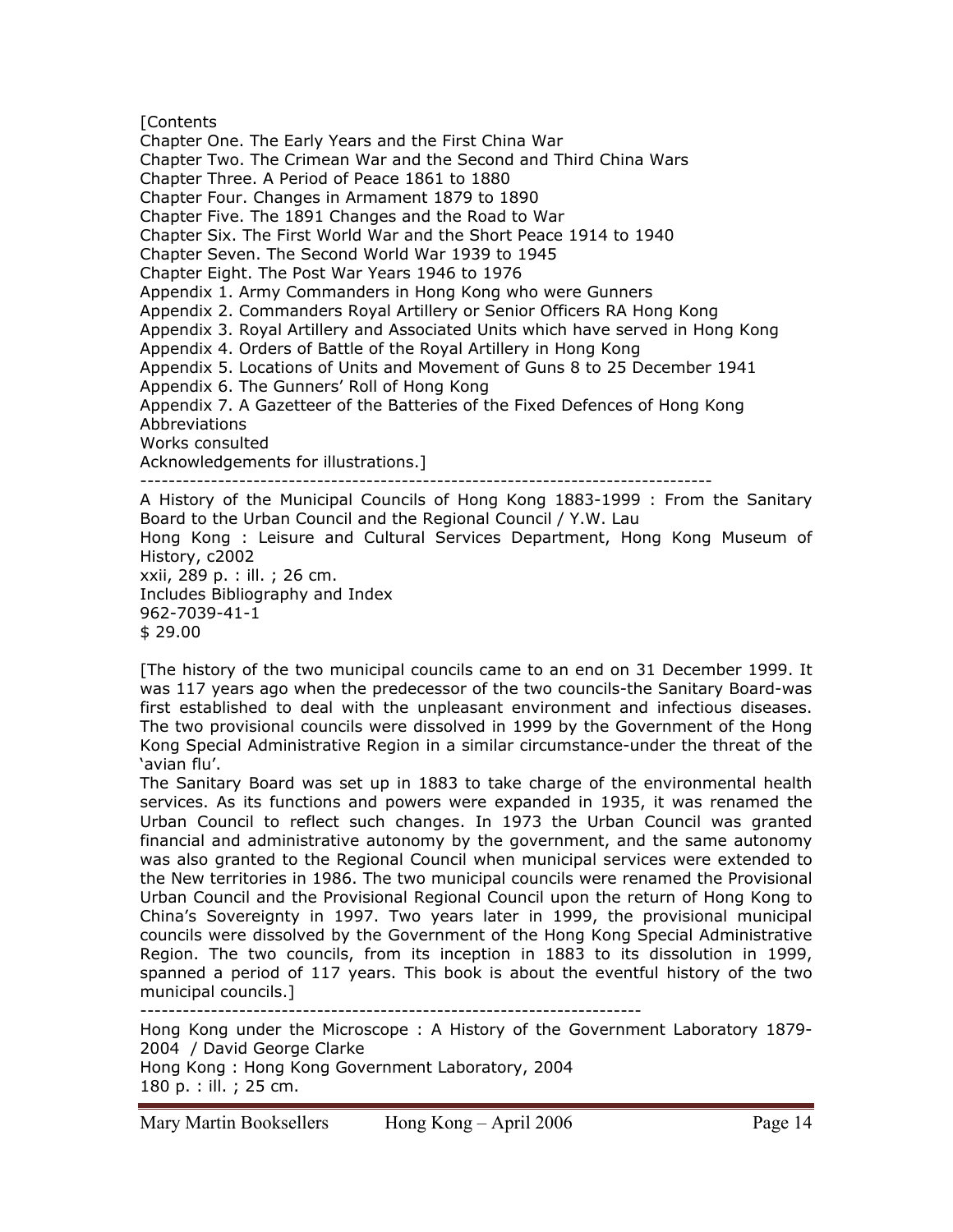[Contents
Chapter One. The Early Years and the First China War
Chapter Two. The Crimean War and the Second and Third China Wars
Chapter Three. A Period of Peace 1861 to 1880
Chapter Four. Changes in Armament 1879 to 1890
Chapter Five. The 1891 Changes and the Road to War
Chapter Six. The First World War and the Short Peace 1914 to 1940
Chapter Seven. The Second World War 1939 to 1945
Chapter Eight. The Post War Years 1946 to 1976
Appendix 1. Army Commanders in Hong Kong who were Gunners
Appendix 2. Commanders Royal Artillery or Senior Officers RA Hong Kong
Appendix 3. Royal Artillery and Associated Units which have served in Hong Kong
Appendix 4. Orders of Battle of the Royal Artillery in Hong Kong
Appendix 5. Locations of Units and Movement of Guns 8 to 25 December 1941
Appendix 6. The Gunners' Roll of Hong Kong
Appendix 7. A Gazetteer of the Batteries of the Fixed Defences of Hong Kong
Abbreviations
Works consulted
Acknowledgements for illustrations.]

---

A History of the Municipal Councils of Hong Kong 1883-1999 : From the Sanitary Board to the Urban Council and the Regional Council / Y.W. Lau
Hong Kong : Leisure and Cultural Services Department, Hong Kong Museum of History, c2002
xxii, 289 p. : ill. ; 26 cm.
Includes Bibliography and Index
962-7039-41-1
$ 29.00

[The history of the two municipal councils came to an end on 31 December 1999. It was 117 years ago when the predecessor of the two councils-the Sanitary Board-was first established to deal with the unpleasant environment and infectious diseases. The two provisional councils were dissolved in 1999 by the Government of the Hong Kong Special Administrative Region in a similar circumstance-under the threat of the 'avian flu'.
The Sanitary Board was set up in 1883 to take charge of the environmental health services. As its functions and powers were expanded in 1935, it was renamed the Urban Council to reflect such changes. In 1973 the Urban Council was granted financial and administrative autonomy by the government, and the same autonomy was also granted to the Regional Council when municipal services were extended to the New territories in 1986. The two municipal councils were renamed the Provisional Urban Council and the Provisional Regional Council upon the return of Hong Kong to China's Sovereignty in 1997. Two years later in 1999, the provisional municipal councils were dissolved by the Government of the Hong Kong Special Administrative Region. The two councils, from its inception in 1883 to its dissolution in 1999, spanned a period of 117 years. This book is about the eventful history of the two municipal councils.]

---

Hong Kong under the Microscope : A History of the Government Laboratory 1879-2004 / David George Clarke
Hong Kong : Hong Kong Government Laboratory, 2004
180 p. : ill. ; 25 cm.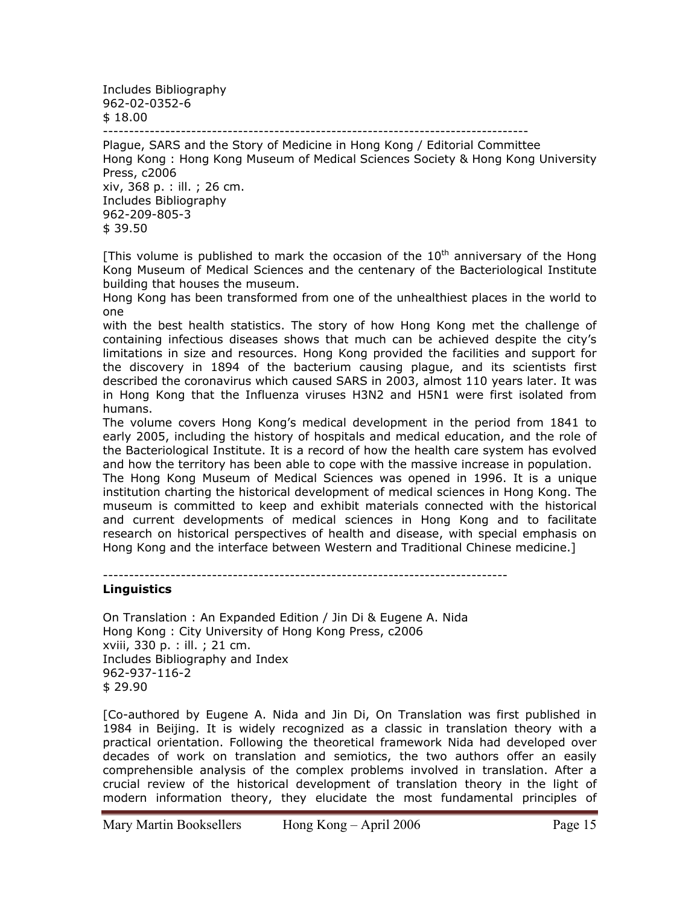Includes Bibliography
962-02-0352-6
$ 18.00

---

Plague, SARS and the Story of Medicine in Hong Kong / Editorial Committee
Hong Kong : Hong Kong Museum of Medical Sciences Society & Hong Kong University Press, c2006
xiv, 368 p. : ill. ; 26 cm.
Includes Bibliography
962-209-805-3
$ 39.50

[This volume is published to mark the occasion of the 10th anniversary of the Hong Kong Museum of Medical Sciences and the centenary of the Bacteriological Institute building that houses the museum.
Hong Kong has been transformed from one of the unhealthiest places in the world to one
with the best health statistics. The story of how Hong Kong met the challenge of containing infectious diseases shows that much can be achieved despite the city's limitations in size and resources. Hong Kong provided the facilities and support for the discovery in 1894 of the bacterium causing plague, and its scientists first described the coronavirus which caused SARS in 2003, almost 110 years later. It was in Hong Kong that the Influenza viruses H3N2 and H5N1 were first isolated from humans.
The volume covers Hong Kong's medical development in the period from 1841 to early 2005, including the history of hospitals and medical education, and the role of the Bacteriological Institute. It is a record of how the health care system has evolved and how the territory has been able to cope with the massive increase in population.
The Hong Kong Museum of Medical Sciences was opened in 1996. It is a unique institution charting the historical development of medical sciences in Hong Kong. The museum is committed to keep and exhibit materials connected with the historical and current developments of medical sciences in Hong Kong and to facilitate research on historical perspectives of health and disease, with special emphasis on Hong Kong and the interface between Western and Traditional Chinese medicine.]

---

**Linguistics**

On Translation : An Expanded Edition / Jin Di & Eugene A. Nida
Hong Kong : City University of Hong Kong Press, c2006
xviii, 330 p. : ill. ; 21 cm.
Includes Bibliography and Index
962-937-116-2
$ 29.90

[Co-authored by Eugene A. Nida and Jin Di, On Translation was first published in 1984 in Beijing. It is widely recognized as a classic in translation theory with a practical orientation. Following the theoretical framework Nida had developed over decades of work on translation and semiotics, the two authors offer an easily comprehensible analysis of the complex problems involved in translation. After a crucial review of the historical development of translation theory in the light of modern information theory, they elucidate the most fundamental principles of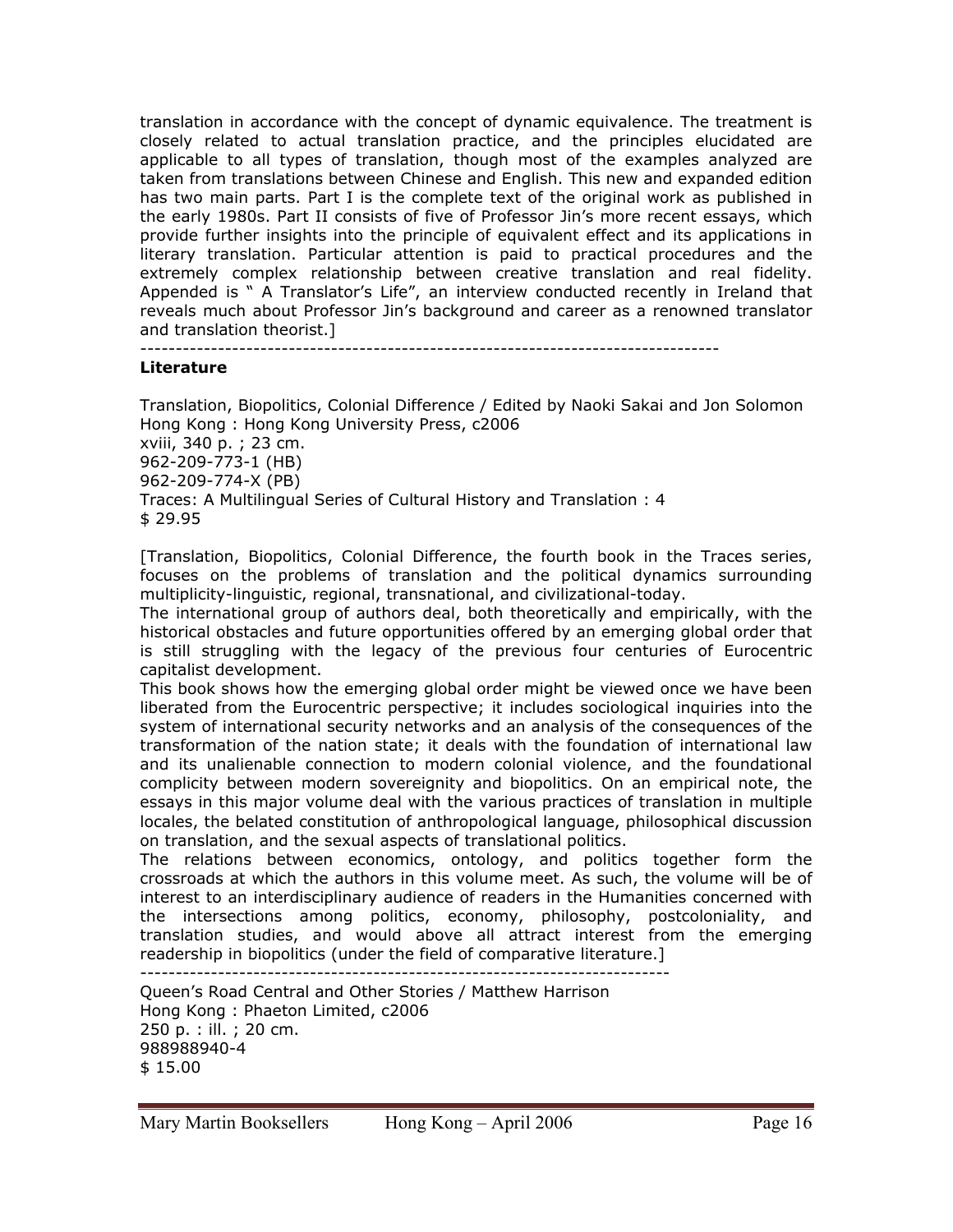translation in accordance with the concept of dynamic equivalence. The treatment is closely related to actual translation practice, and the principles elucidated are applicable to all types of translation, though most of the examples analyzed are taken from translations between Chinese and English. This new and expanded edition has two main parts. Part I is the complete text of the original work as published in the early 1980s. Part II consists of five of Professor Jin's more recent essays, which provide further insights into the principle of equivalent effect and its applications in literary translation. Particular attention is paid to practical procedures and the extremely complex relationship between creative translation and real fidelity. Appended is " A Translator's Life", an interview conducted recently in Ireland that reveals much about Professor Jin's background and career as a renowned translator and translation theorist.]

--------------------------------------------------------------------------------

**Literature**

Translation, Biopolitics, Colonial Difference / Edited by Naoki Sakai and Jon Solomon
Hong Kong : Hong Kong University Press, c2006
xviii, 340 p. ; 23 cm.
962-209-773-1 (HB)
962-209-774-X (PB)
Traces: A Multilingual Series of Cultural History and Translation : 4
$ 29.95

[Translation, Biopolitics, Colonial Difference, the fourth book in the Traces series, focuses on the problems of translation and the political dynamics surrounding multiplicity-linguistic, regional, transnational, and civilizational-today.
The international group of authors deal, both theoretically and empirically, with the historical obstacles and future opportunities offered by an emerging global order that is still struggling with the legacy of the previous four centuries of Eurocentric capitalist development.
This book shows how the emerging global order might be viewed once we have been liberated from the Eurocentric perspective; it includes sociological inquiries into the system of international security networks and an analysis of the consequences of the transformation of the nation state; it deals with the foundation of international law and its unalienable connection to modern colonial violence, and the foundational complicity between modern sovereignty and biopolitics. On an empirical note, the essays in this major volume deal with the various practices of translation in multiple locales, the belated constitution of anthropological language, philosophical discussion on translation, and the sexual aspects of translational politics.
The relations between economics, ontology, and politics together form the crossroads at which the authors in this volume meet. As such, the volume will be of interest to an interdisciplinary audience of readers in the Humanities concerned with the intersections among politics, economy, philosophy, postcoloniality, and translation studies, and would above all attract interest from the emerging readership in biopolitics (under the field of comparative literature.]

--------------------------------------------------------------------------

Queen's Road Central and Other Stories / Matthew Harrison
Hong Kong : Phaeton Limited, c2006
250 p. : ill. ; 20 cm.
988988940-4
$ 15.00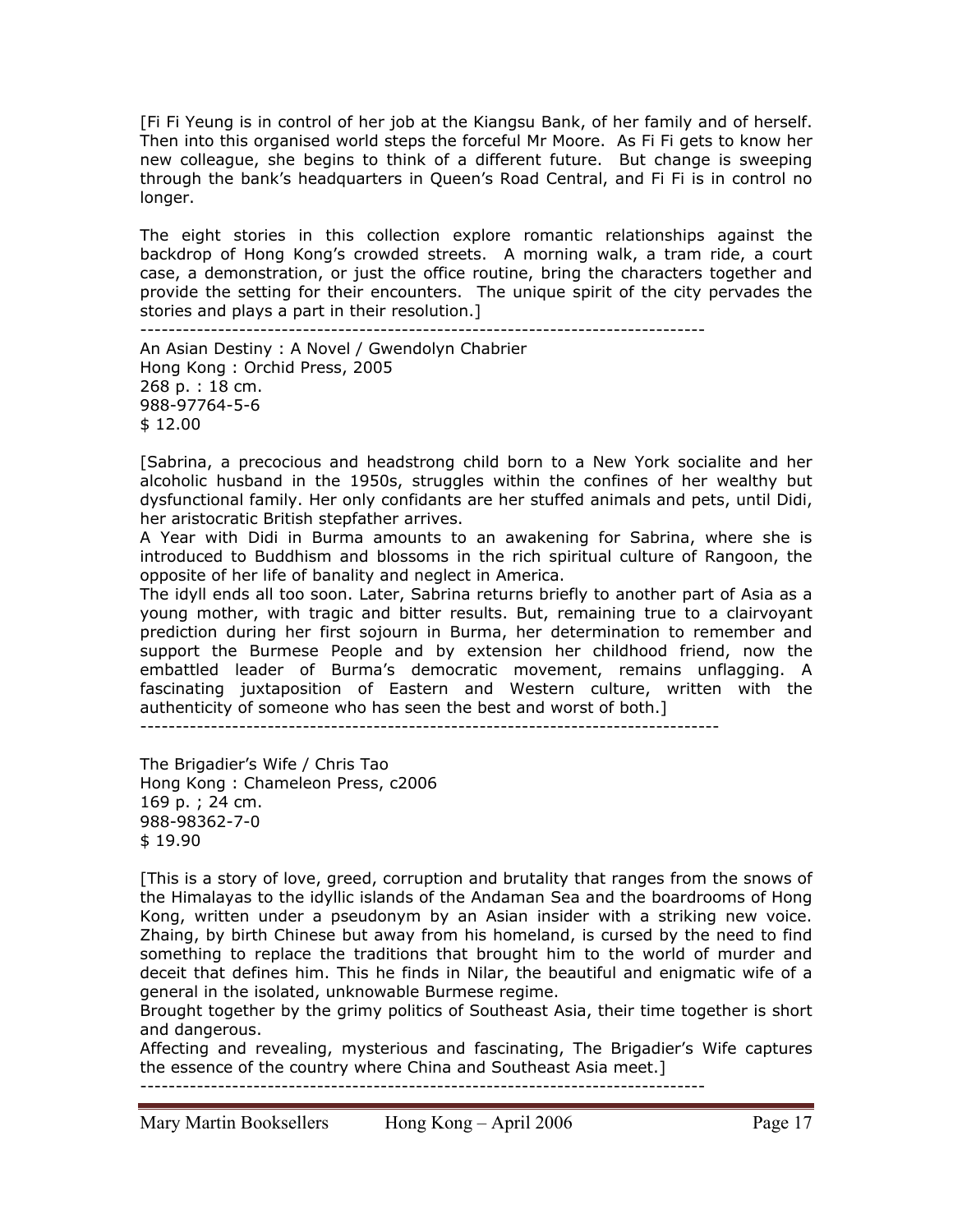[Fi Fi Yeung is in control of her job at the Kiangsu Bank, of her family and of herself. Then into this organised world steps the forceful Mr Moore. As Fi Fi gets to know her new colleague, she begins to think of a different future. But change is sweeping through the bank's headquarters in Queen's Road Central, and Fi Fi is in control no longer.

The eight stories in this collection explore romantic relationships against the backdrop of Hong Kong's crowded streets. A morning walk, a tram ride, a court case, a demonstration, or just the office routine, bring the characters together and provide the setting for their encounters. The unique spirit of the city pervades the stories and plays a part in their resolution.]

--------------------------------------------------------------------------------

An Asian Destiny : A Novel / Gwendolyn Chabrier
Hong Kong : Orchid Press, 2005
268 p. : 18 cm.
988-97764-5-6
$ 12.00

[Sabrina, a precocious and headstrong child born to a New York socialite and her alcoholic husband in the 1950s, struggles within the confines of her wealthy but dysfunctional family. Her only confidants are her stuffed animals and pets, until Didi, her aristocratic British stepfather arrives.
A Year with Didi in Burma amounts to an awakening for Sabrina, where she is introduced to Buddhism and blossoms in the rich spiritual culture of Rangoon, the opposite of her life of banality and neglect in America.
The idyll ends all too soon. Later, Sabrina returns briefly to another part of Asia as a young mother, with tragic and bitter results. But, remaining true to a clairvoyant prediction during her first sojourn in Burma, her determination to remember and support the Burmese People and by extension her childhood friend, now the embattled leader of Burma's democratic movement, remains unflagging. A fascinating juxtaposition of Eastern and Western culture, written with the authenticity of someone who has seen the best and worst of both.]

--------------------------------------------------------------------------------

The Brigadier's Wife / Chris Tao
Hong Kong : Chameleon Press, c2006
169 p. ; 24 cm.
988-98362-7-0
$ 19.90

[This is a story of love, greed, corruption and brutality that ranges from the snows of the Himalayas to the idyllic islands of the Andaman Sea and the boardrooms of Hong Kong, written under a pseudonym by an Asian insider with a striking new voice. Zhaing, by birth Chinese but away from his homeland, is cursed by the need to find something to replace the traditions that brought him to the world of murder and deceit that defines him. This he finds in Nilar, the beautiful and enigmatic wife of a general in the isolated, unknowable Burmese regime.
Brought together by the grimy politics of Southeast Asia, their time together is short and dangerous.
Affecting and revealing, mysterious and fascinating, The Brigadier's Wife captures the essence of the country where China and Southeast Asia meet.]

--------------------------------------------------------------------------------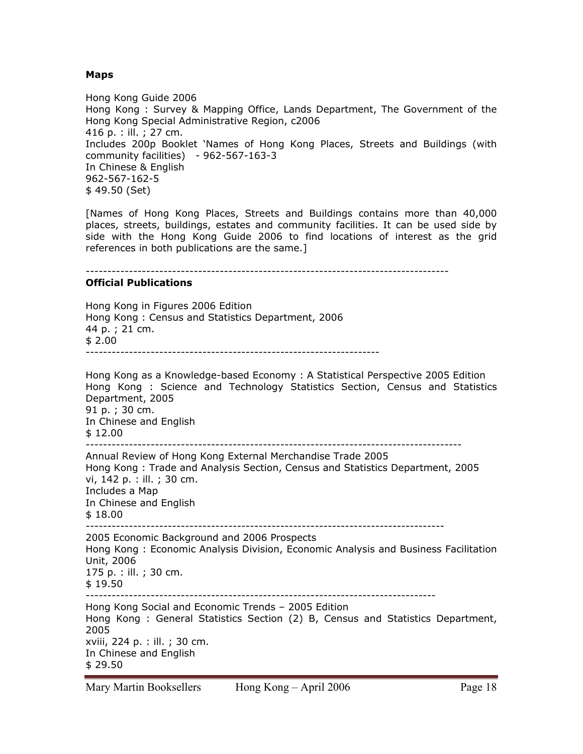**Maps**

Hong Kong Guide 2006
Hong Kong : Survey & Mapping Office, Lands Department, The Government of the Hong Kong Special Administrative Region, c2006
416 p. : ill. ; 27 cm.
Includes 200p Booklet 'Names of Hong Kong Places, Streets and Buildings (with community facilities) - 962-567-163-3
In Chinese & English
962-567-162-5
$ 49.50 (Set)

[Names of Hong Kong Places, Streets and Buildings contains more than 40,000 places, streets, buildings, estates and community facilities. It can be used side by side with the Hong Kong Guide 2006 to find locations of interest as the grid references in both publications are the same.]

---

**Official Publications**

Hong Kong in Figures 2006 Edition
Hong Kong : Census and Statistics Department, 2006
44 p. ; 21 cm.
$ 2.00

---

Hong Kong as a Knowledge-based Economy : A Statistical Perspective 2005 Edition
Hong Kong : Science and Technology Statistics Section, Census and Statistics Department, 2005
91 p. ; 30 cm.
In Chinese and English
$ 12.00

---

Annual Review of Hong Kong External Merchandise Trade 2005
Hong Kong : Trade and Analysis Section, Census and Statistics Department, 2005
vi, 142 p. : ill. ; 30 cm.
Includes a Map
In Chinese and English
$ 18.00

---

2005 Economic Background and 2006 Prospects
Hong Kong : Economic Analysis Division, Economic Analysis and Business Facilitation Unit, 2006
175 p. : ill. ; 30 cm.
$ 19.50

---

Hong Kong Social and Economic Trends – 2005 Edition
Hong Kong : General Statistics Section (2) B, Census and Statistics Department, 2005
xviii, 224 p. : ill. ; 30 cm.
In Chinese and English
$ 29.50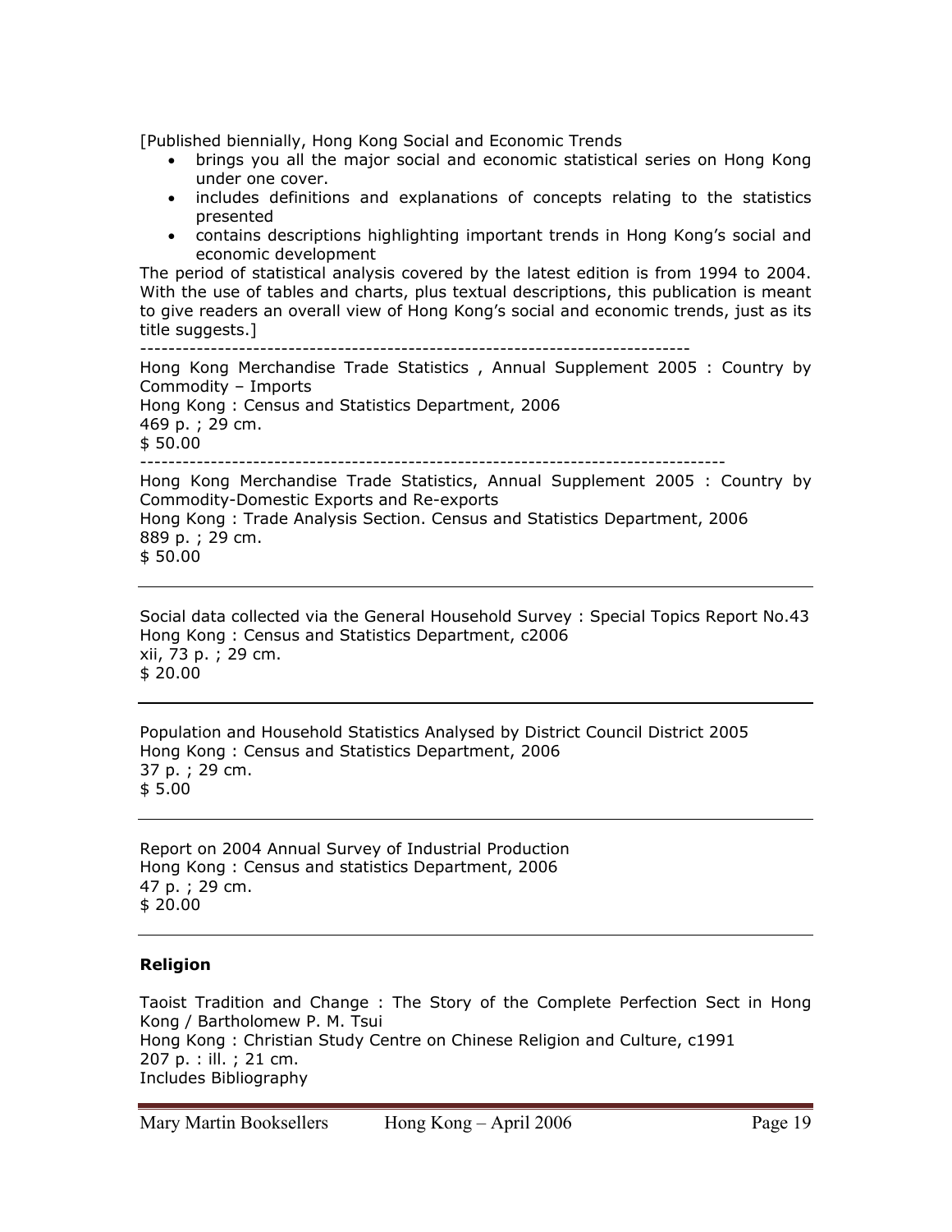[Published biennially, Hong Kong Social and Economic Trends

- brings you all the major social and economic statistical series on Hong Kong under one cover.
- includes definitions and explanations of concepts relating to the statistics presented
- contains descriptions highlighting important trends in Hong Kong's social and economic development

The period of statistical analysis covered by the latest edition is from 1994 to 2004. With the use of tables and charts, plus textual descriptions, this publication is meant to give readers an overall view of Hong Kong's social and economic trends, just as its title suggests.]

---

Hong Kong Merchandise Trade Statistics , Annual Supplement 2005 : Country by Commodity – Imports
Hong Kong : Census and Statistics Department, 2006
469 p. ; 29 cm.
$ 50.00

---

Hong Kong Merchandise Trade Statistics, Annual Supplement 2005 : Country by Commodity-Domestic Exports and Re-exports
Hong Kong : Trade Analysis Section. Census and Statistics Department, 2006
889 p. ; 29 cm.
$ 50.00

---

Social data collected via the General Household Survey : Special Topics Report No.43
Hong Kong : Census and Statistics Department, c2006
xii, 73 p. ; 29 cm.
$ 20.00

---

Population and Household Statistics Analysed by District Council District 2005
Hong Kong : Census and Statistics Department, 2006
37 p. ; 29 cm.
$ 5.00

---

Report on 2004 Annual Survey of Industrial Production
Hong Kong : Census and statistics Department, 2006
47 p. ; 29 cm.
$ 20.00

---

**Religion**

Taoist Tradition and Change : The Story of the Complete Perfection Sect in Hong Kong / Bartholomew P. M. Tsui
Hong Kong : Christian Study Centre on Chinese Religion and Culture, c1991
207 p. : ill. ; 21 cm.
Includes Bibliography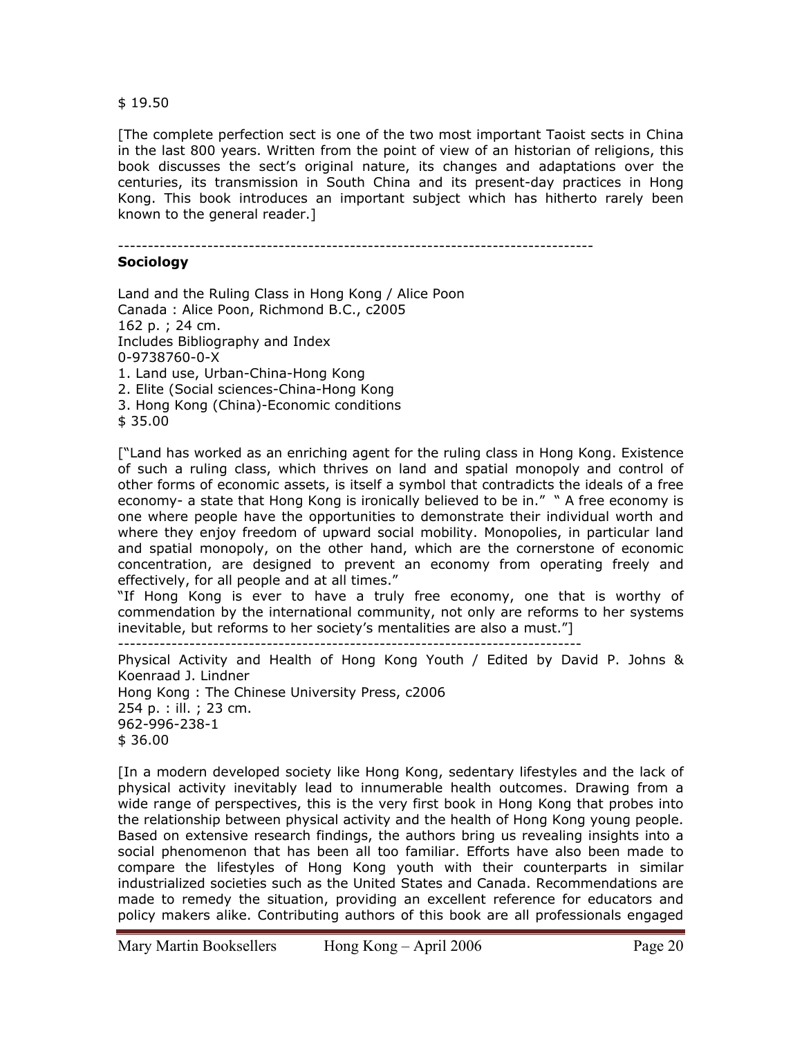$ 19.50

[The complete perfection sect is one of the two most important Taoist sects in China in the last 800 years. Written from the point of view of an historian of religions, this book discusses the sect's original nature, its changes and adaptations over the centuries, its transmission in South China and its present-day practices in Hong Kong. This book introduces an important subject which has hitherto rarely been known to the general reader.]

--------------------------------------------------------------------------------

**Sociology**

Land and the Ruling Class in Hong Kong / Alice Poon
Canada : Alice Poon, Richmond B.C., c2005
162 p. ; 24 cm.
Includes Bibliography and Index
0-9738760-0-X

1. Land use, Urban-China-Hong Kong
2. Elite (Social sciences-China-Hong Kong
3. Hong Kong (China)-Economic conditions

$ 35.00

["Land has worked as an enriching agent for the ruling class in Hong Kong. Existence of such a ruling class, which thrives on land and spatial monopoly and control of other forms of economic assets, is itself a symbol that contradicts the ideals of a free economy- a state that Hong Kong is ironically believed to be in." " A free economy is one where people have the opportunities to demonstrate their individual worth and where they enjoy freedom of upward social mobility. Monopolies, in particular land and spatial monopoly, on the other hand, which are the cornerstone of economic concentration, are designed to prevent an economy from operating freely and effectively, for all people and at all times."
"If Hong Kong is ever to have a truly free economy, one that is worthy of commendation by the international community, not only are reforms to her systems inevitable, but reforms to her society's mentalities are also a must."]

--------------------------------------------------------------------------------

Physical Activity and Health of Hong Kong Youth / Edited by David P. Johns & Koenraad J. Lindner
Hong Kong : The Chinese University Press, c2006
254 p. : ill. ; 23 cm.
962-996-238-1
$ 36.00

[In a modern developed society like Hong Kong, sedentary lifestyles and the lack of physical activity inevitably lead to innumerable health outcomes. Drawing from a wide range of perspectives, this is the very first book in Hong Kong that probes into the relationship between physical activity and the health of Hong Kong young people. Based on extensive research findings, the authors bring us revealing insights into a social phenomenon that has been all too familiar. Efforts have also been made to compare the lifestyles of Hong Kong youth with their counterparts in similar industrialized societies such as the United States and Canada. Recommendations are made to remedy the situation, providing an excellent reference for educators and policy makers alike. Contributing authors of this book are all professionals engaged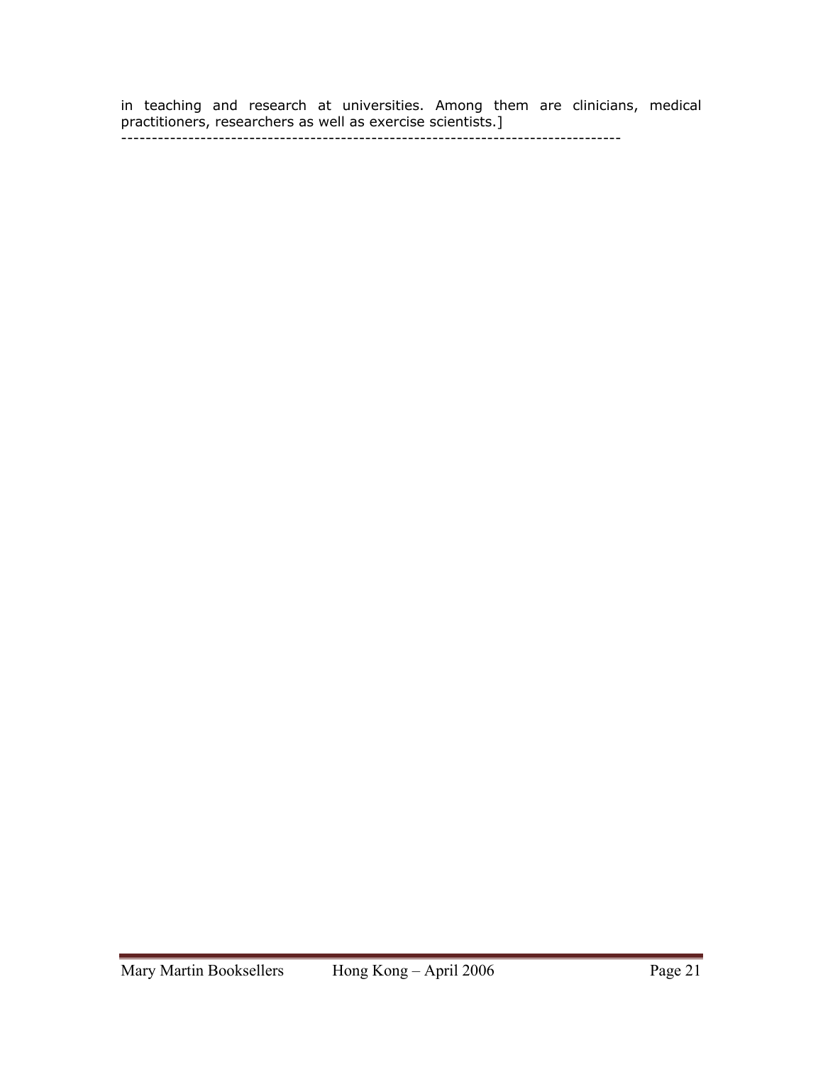in teaching and research at universities. Among them are clinicians, medical practitioners, researchers as well as exercise scientists.]

--------------------------------------------------------------------------------